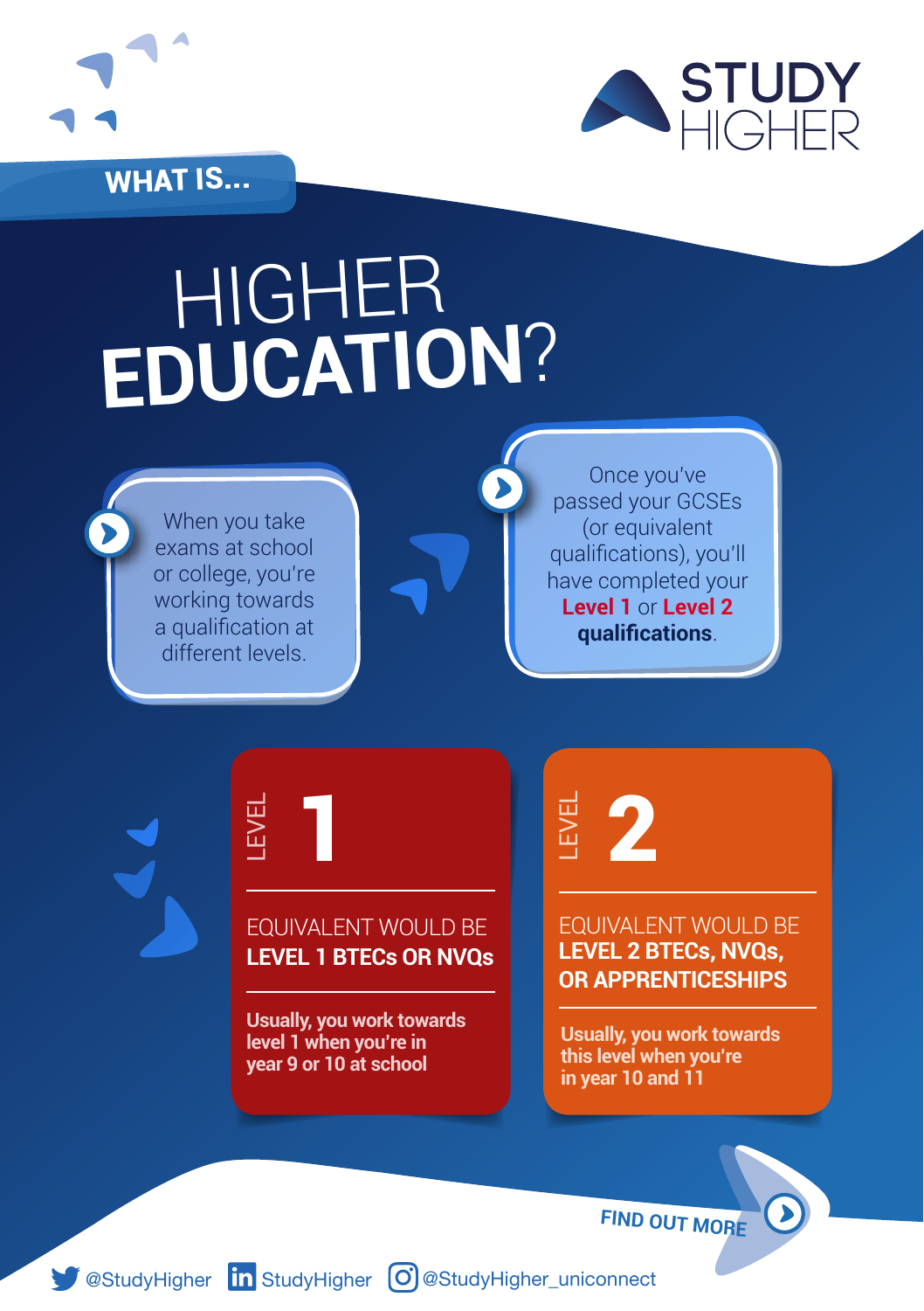STUDY HIGHER

WHAT IS...

# HIGHER **EDUCATION**?

When you take exams at school or college, you're working towards a qualification at different levels.

Once you've passed your GCSEs (or equivalent qualifications), you'll have completed your **Level 1** or **Level 2** **qualifications**.

## LEVEL 1

EQUIVALENT WOULD BE
**LEVEL 1 BTECs OR NVQs**

Usually, you work towards level 1 when you're in year 9 or 10 at school

## LEVEL 2

EQUIVALENT WOULD BE
**LEVEL 2 BTECs, NVQs, OR APPRENTICESHIPS**

Usually, you work towards this level when you're in year 10 and 11

FIND OUT MORE

@StudyHigher | StudyHigher | @StudyHigher_uniconnect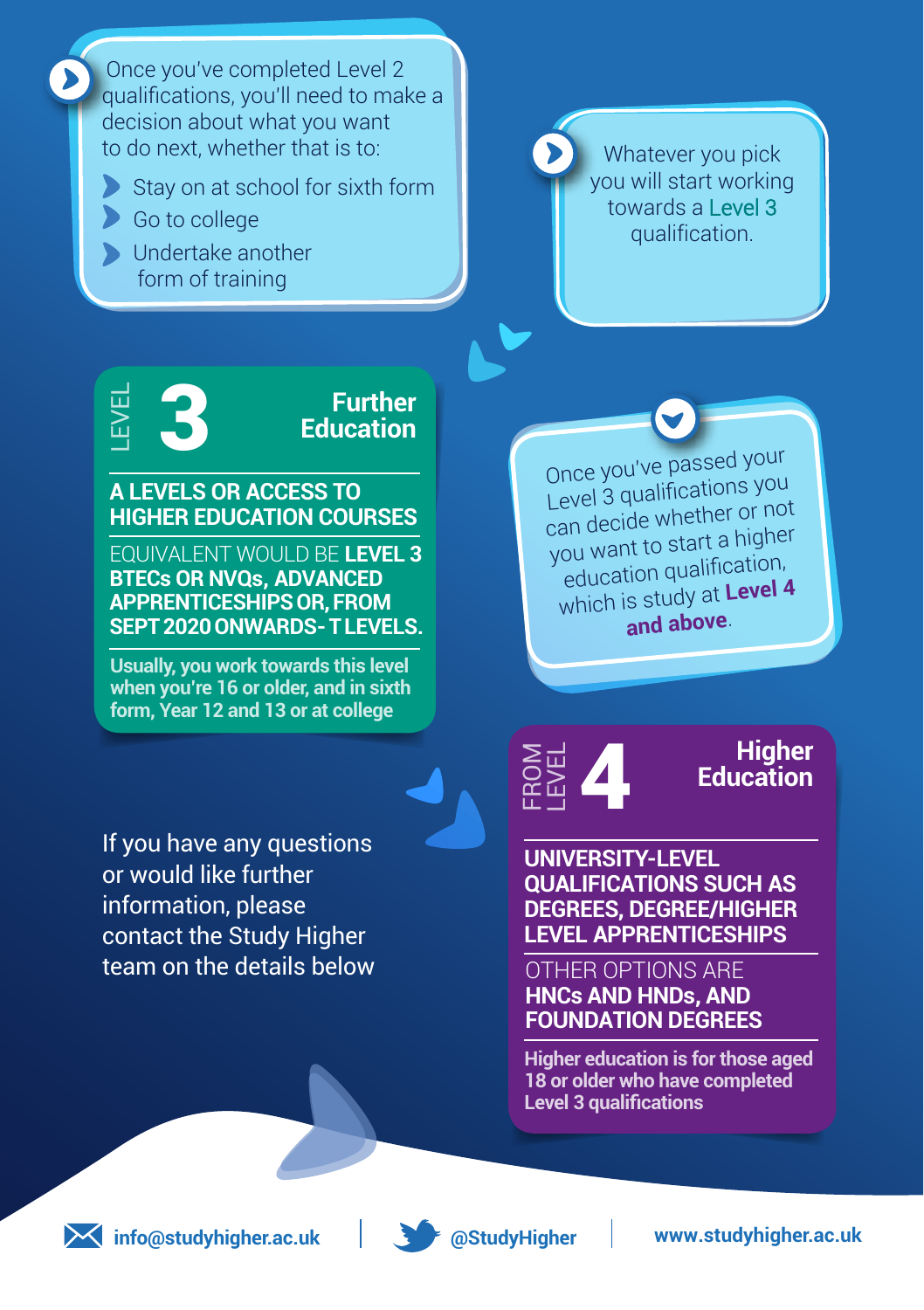Once you've completed Level 2 qualifications, you'll need to make a decision about what you want to do next, whether that is to:

- Stay on at school for sixth form
- Go to college
- Undertake another form of training

Whatever you pick you will start working towards a Level 3 qualification.

## LEVEL 3 Further Education

**A LEVELS OR ACCESS TO HIGHER EDUCATION COURSES**

EQUIVALENT WOULD BE **LEVEL 3 BTECs OR NVQs, ADVANCED APPRENTICESHIPS OR, FROM SEPT 2020 ONWARDS- T LEVELS.**

**Usually, you work towards this level when you're 16 or older, and in sixth form, Year 12 and 13 or at college**

Once you've passed your Level 3 qualifications you can decide whether or not you want to start a higher education qualification, which is study at **Level 4 and above**.

## FROM LEVEL 4 Higher Education

**UNIVERSITY-LEVEL QUALIFICATIONS SUCH AS DEGREES, DEGREE/HIGHER LEVEL APPRENTICESHIPS**

OTHER OPTIONS ARE **HNCs AND HNDs, AND FOUNDATION DEGREES**

**Higher education is for those aged 18 or older who have completed Level 3 qualifications**

If you have any questions or would like further information, please contact the Study Higher team on the details below

**info@studyhigher.ac.uk** | **@StudyHigher** | **www.studyhigher.ac.uk**